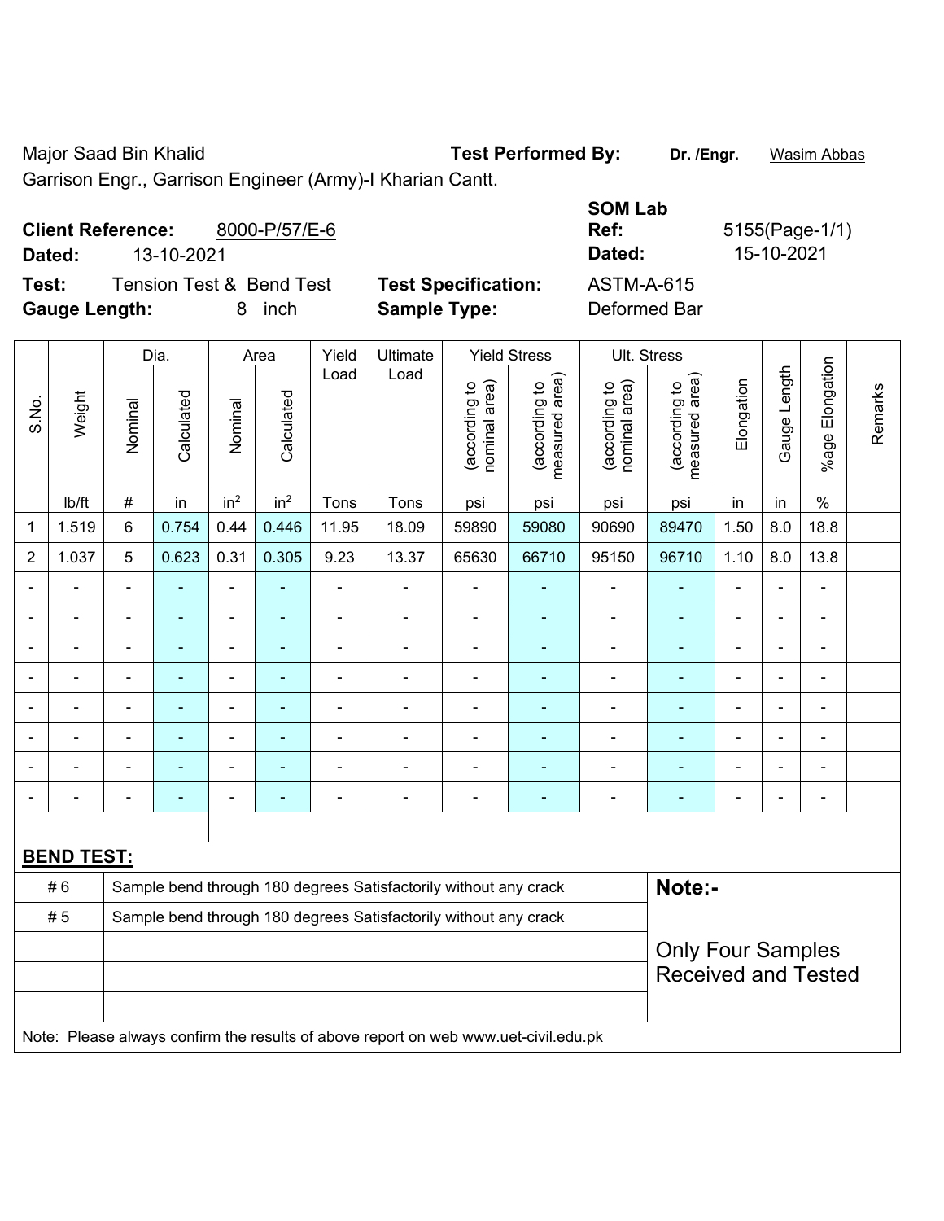Major Saad Bin Khalid

Garrison Engr., Garrison Engineer (Army)-I Kharian Cantt.

**Test Performed By:** **Dr. /Engr.** Wasim Abbas

**Client Reference:** 8000-P/57/E-6

**Dated:** 13-10-2021

**SOM Lab Ref:** 5155(Page-1/1)

**Dated:** 15-10-2021

**Test:** Tension Test & Bend Test

**Test Specification:** ASTM-A-615

**Gauge Length:** 8 inch

**Sample Type:** Deformed Bar

| S.No. | Weight | Dia. | | Area | | Yield Load | Ultimate Load | Yield Stress | | Ult. Stress | | Elongation | Gauge Length | %age Elongation | Remarks |
|---|---|---|---|---|---|---|---|---|---|---|---|---|---|---|---|
| | | Nominal | Calculated | Nominal | Calculated | | | (according to nominal area) | (according to measured area) | (according to nominal area) | (according to measured area) | | | | |
| | lb/ft | # | in | $in^2$ | $in^2$ | Tons | Tons | psi | psi | psi | psi | in | in | % | |
| 1 | 1.519 | 6 | 0.754 | 0.44 | 0.446 | 11.95 | 18.09 | 59890 | 59080 | 90690 | 89470 | 1.50 | 8.0 | 18.8 | |
| 2 | 1.037 | 5 | 0.623 | 0.31 | 0.305 | 9.23 | 13.37 | 65630 | 66710 | 95150 | 96710 | 1.10 | 8.0 | 13.8 | |
| - | - | - | - | - | - | - | - | - | - | - | - | - | - | - | |
| - | - | - | - | - | - | - | - | - | - | - | - | - | - | - | |
| - | - | - | - | - | - | - | - | - | - | - | - | - | - | - | |
| - | - | - | - | - | - | - | - | - | - | - | - | - | - | - | |
| - | - | - | - | - | - | - | - | - | - | - | - | - | - | - | |
| - | - | - | - | - | - | - | - | - | - | - | - | - | - | - | |
| - | - | - | - | - | - | - | - | - | - | - | - | - | - | - | |
| - | - | - | - | - | - | - | - | - | - | - | - | - | - | - | |

**BEND TEST:**

| | | |
|---|---|---|
| # 6 | Sample bend through 180 degrees Satisfactorily without any crack | **Note:-** |
| # 5 | Sample bend through 180 degrees Satisfactorily without any crack | |
| | | Only Four Samples Received and Tested |

Note: Please always confirm the results of above report on web www.uet-civil.edu.pk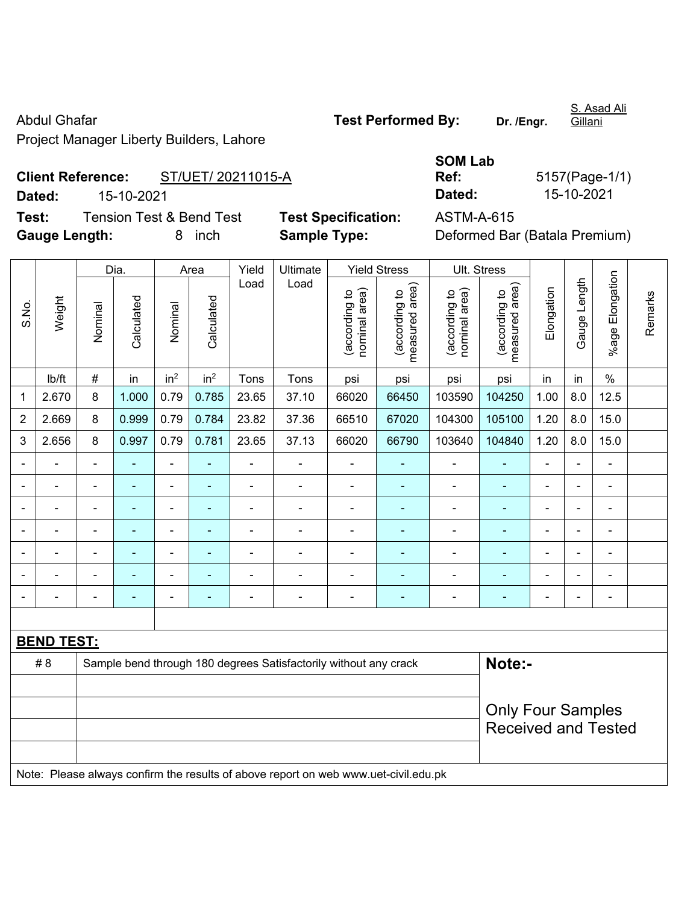Abdul Ghafar

Project Manager Liberty Builders, Lahore

**Test Performed By:** **Dr. /Engr.** S. Asad Ali Gillani

**Client Reference:** ST/UET/ 20211015-A

**Dated:** 15-10-2021

**SOM Lab Ref:** 5157(Page-1/1)

**Dated:** 15-10-2021

**Test:** Tension Test & Bend Test

**Test Specification:** ASTM-A-615

**Gauge Length:** 8 inch

**Sample Type:** Deformed Bar (Batala Premium)

| S.No. | Weight | Dia. | | Area | | Yield Load | Ultimate Load | Yield Stress | | Ult. Stress | | Elongation | Gauge Length | %age Elongation | Remarks |
|---|---|---|---|---|---|---|---|---|---|---|---|---|---|---|---|
| | | Nominal | Calculated | Nominal | Calculated | | | (according to nominal area) | (according to measured area) | (according to nominal area) | (according to measured area) | | | | |
| | lb/ft | # | in | in² | in² | Tons | Tons | psi | psi | psi | psi | in | in | % | |
| 1 | 2.670 | 8 | 1.000 | 0.79 | 0.785 | 23.65 | 37.10 | 66020 | 66450 | 103590 | 104250 | 1.00 | 8.0 | 12.5 | |
| 2 | 2.669 | 8 | 0.999 | 0.79 | 0.784 | 23.82 | 37.36 | 66510 | 67020 | 104300 | 105100 | 1.20 | 8.0 | 15.0 | |
| 3 | 2.656 | 8 | 0.997 | 0.79 | 0.781 | 23.65 | 37.13 | 66020 | 66790 | 103640 | 104840 | 1.20 | 8.0 | 15.0 | |
| - | - | - | - | - | - | - | - | - | - | - | - | - | - | - | |
| - | - | - | - | - | - | - | - | - | - | - | - | - | - | - | |
| - | - | - | - | - | - | - | - | - | - | - | - | - | - | - | |
| - | - | - | - | - | - | - | - | - | - | - | - | - | - | - | |
| - | - | - | - | - | - | - | - | - | - | - | - | - | - | - | |
| - | - | - | - | - | - | - | - | - | - | - | - | - | - | - | |
| - | - | - | - | - | - | - | - | - | - | - | - | - | - | - | |

**BEND TEST:**

| | | |
|---|---|---|
| # 8 | Sample bend through 180 degrees Satisfactorily without any crack | **Note:-** Only Four Samples Received and Tested |

Note: Please always confirm the results of above report on web www.uet-civil.edu.pk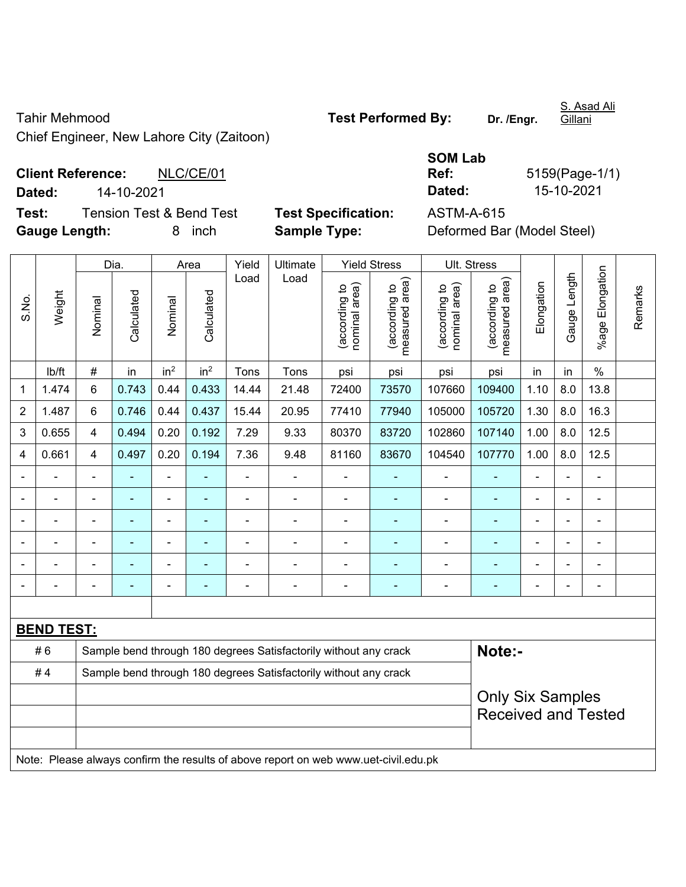Tahir Mehmood
Chief Engineer, New Lahore City (Zaitoon)

**Test Performed By:** **Dr. /Engr.** S. Asad Ali Gillani

**Client Reference:** NLC/CE/01
**Dated:** 14-10-2021

**SOM Lab Ref:** 5159(Page-1/1)
**Dated:** 15-10-2021

**Test:** Tension Test & Bend Test
**Gauge Length:** 8 inch

**Test Specification:** ASTM-A-615
**Sample Type:** Deformed Bar (Model Steel)

| S.No. | Weight | Dia. | | Area | | Yield Load | Ultimate Load | Yield Stress | | Ult. Stress | | Elongation | Gauge Length | %age Elongation | Remarks |
|---|---|---|---|---|---|---|---|---|---|---|---|---|---|---|---|
| | | Nominal | Calculated | Nominal | Calculated | | | (according to nominal area) | (according to measured area) | (according to nominal area) | (according to measured area) | | | | |
| | lb/ft | # | in | $in^2$ | $in^2$ | Tons | Tons | psi | psi | psi | psi | in | in | % | |
| 1 | 1.474 | 6 | 0.743 | 0.44 | 0.433 | 14.44 | 21.48 | 72400 | 73570 | 107660 | 109400 | 1.10 | 8.0 | 13.8 | |
| 2 | 1.487 | 6 | 0.746 | 0.44 | 0.437 | 15.44 | 20.95 | 77410 | 77940 | 105000 | 105720 | 1.30 | 8.0 | 16.3 | |
| 3 | 0.655 | 4 | 0.494 | 0.20 | 0.192 | 7.29 | 9.33 | 80370 | 83720 | 102860 | 107140 | 1.00 | 8.0 | 12.5 | |
| 4 | 0.661 | 4 | 0.497 | 0.20 | 0.194 | 7.36 | 9.48 | 81160 | 83670 | 104540 | 107770 | 1.00 | 8.0 | 12.5 | |
| - | - | - | - | - | - | - | - | - | - | - | - | - | - | - | |
| - | - | - | - | - | - | - | - | - | - | - | - | - | - | - | |
| - | - | - | - | - | - | - | - | - | - | - | - | - | - | - | |
| - | - | - | - | - | - | - | - | - | - | - | - | - | - | - | |
| - | - | - | - | - | - | - | - | - | - | - | - | - | - | - | |
| - | - | - | - | - | - | - | - | - | - | - | - | - | - | - | |

**BEND TEST:**

| | |
|---|---|
| # 6 | Sample bend through 180 degrees Satisfactorily without any crack |
| # 4 | Sample bend through 180 degrees Satisfactorily without any crack |

**Note:-**

Only Six Samples Received and Tested

Note: Please always confirm the results of above report on web www.uet-civil.edu.pk